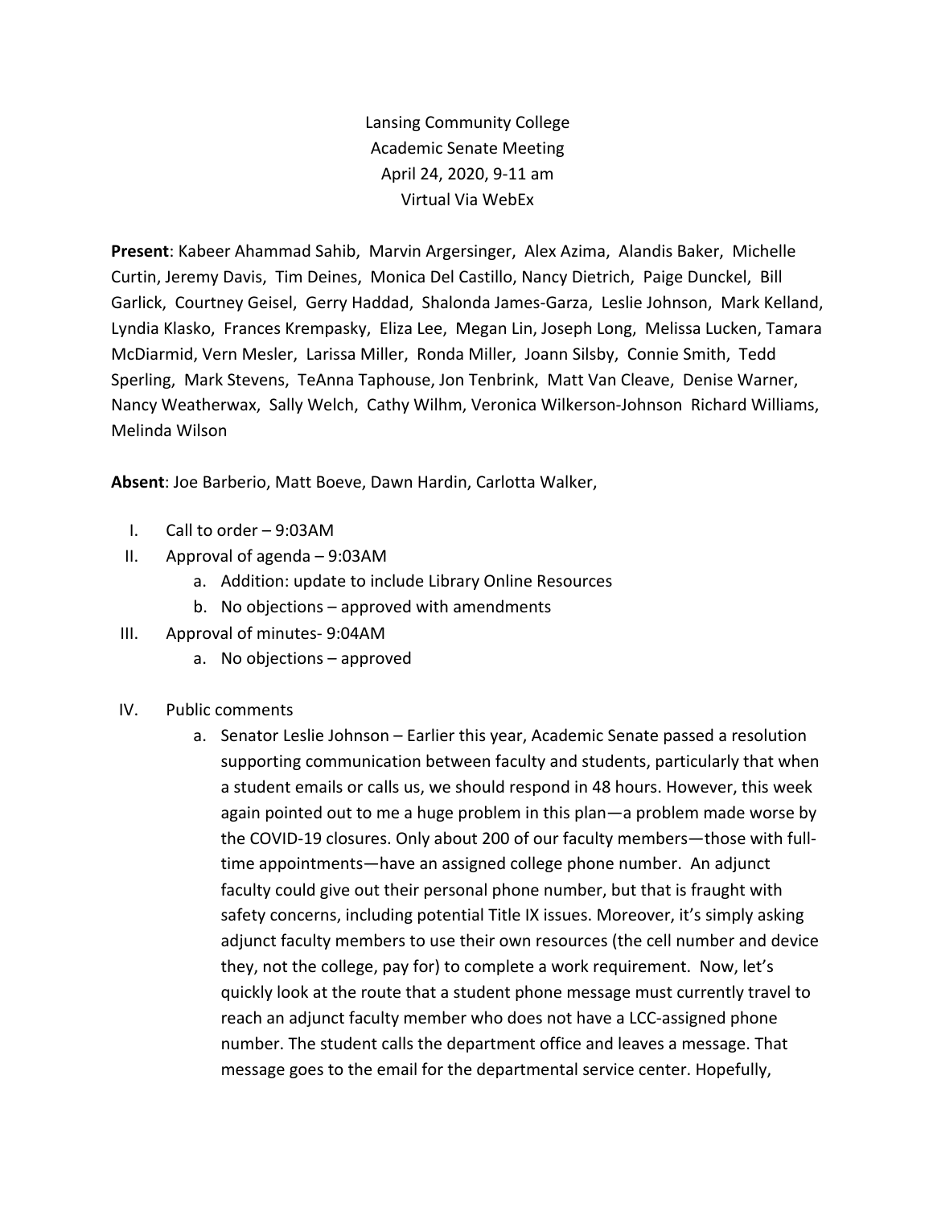Lansing Community College
Academic Senate Meeting
April 24, 2020, 9-11 am
Virtual Via WebEx

**Present**: Kabeer Ahammad Sahib, Marvin Argersinger, Alex Azima, Alandis Baker, Michelle Curtin, Jeremy Davis, Tim Deines, Monica Del Castillo, Nancy Dietrich, Paige Dunckel, Bill Garlick, Courtney Geisel, Gerry Haddad, Shalonda James-Garza, Leslie Johnson, Mark Kelland, Lyndia Klasko, Frances Krempasky, Eliza Lee, Megan Lin, Joseph Long, Melissa Lucken, Tamara McDiarmid, Vern Mesler, Larissa Miller, Ronda Miller, Joann Silsby, Connie Smith, Tedd Sperling, Mark Stevens, TeAnna Taphouse, Jon Tenbrink, Matt Van Cleave, Denise Warner, Nancy Weatherwax, Sally Welch, Cathy Wilhm, Veronica Wilkerson-Johnson Richard Williams, Melinda Wilson

**Absent**: Joe Barberio, Matt Boeve, Dawn Hardin, Carlotta Walker,

I. Call to order – 9:03AM
II. Approval of agenda – 9:03AM
   a. Addition: update to include Library Online Resources
   b. No objections – approved with amendments
III. Approval of minutes- 9:04AM
   a. No objections – approved
IV. Public comments
   a. Senator Leslie Johnson – Earlier this year, Academic Senate passed a resolution supporting communication between faculty and students, particularly that when a student emails or calls us, we should respond in 48 hours. However, this week again pointed out to me a huge problem in this plan—a problem made worse by the COVID-19 closures. Only about 200 of our faculty members—those with full-time appointments—have an assigned college phone number. An adjunct faculty could give out their personal phone number, but that is fraught with safety concerns, including potential Title IX issues. Moreover, it's simply asking adjunct faculty members to use their own resources (the cell number and device they, not the college, pay for) to complete a work requirement. Now, let's quickly look at the route that a student phone message must currently travel to reach an adjunct faculty member who does not have a LCC-assigned phone number. The student calls the department office and leaves a message. That message goes to the email for the departmental service center. Hopefully,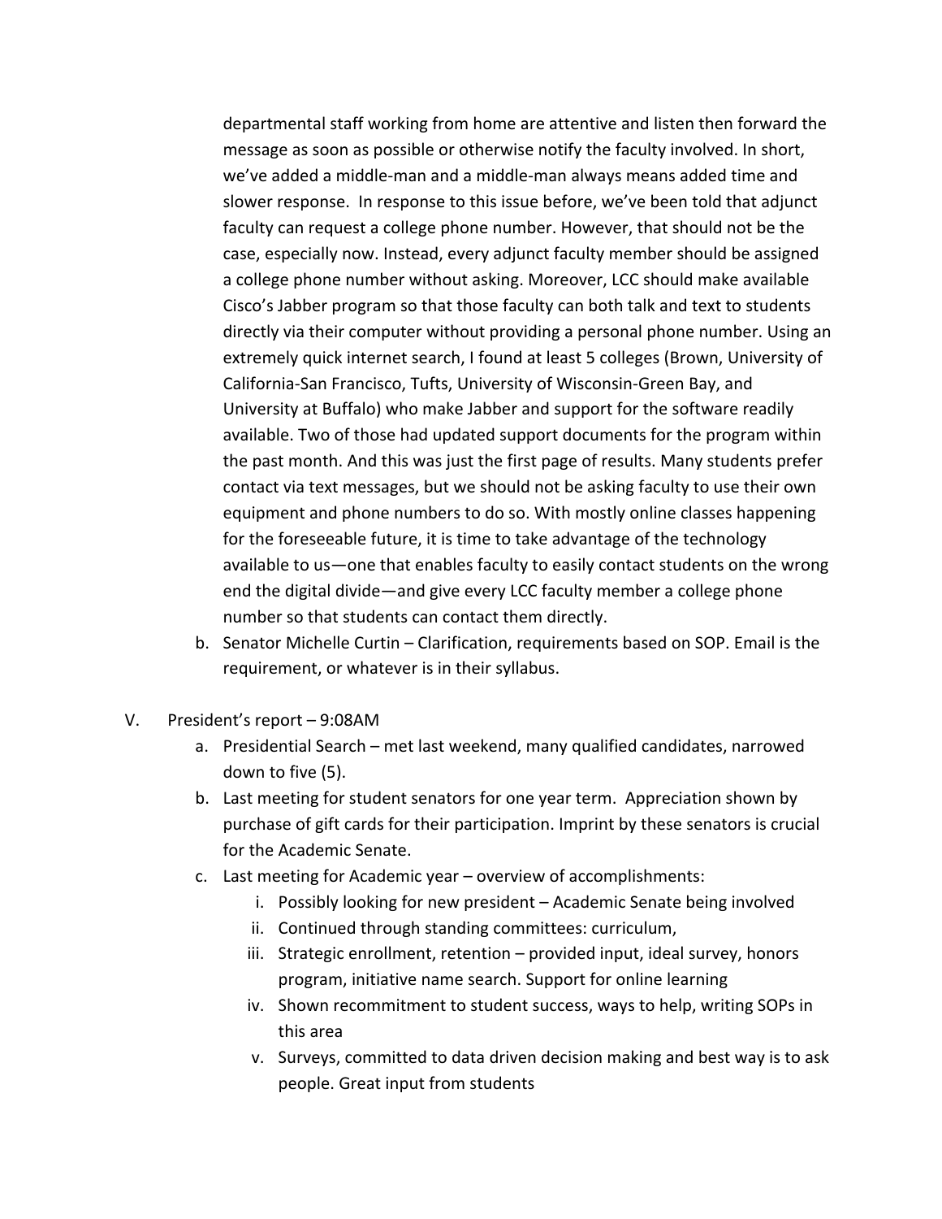departmental staff working from home are attentive and listen then forward the message as soon as possible or otherwise notify the faculty involved. In short, we've added a middle-man and a middle-man always means added time and slower response. In response to this issue before, we've been told that adjunct faculty can request a college phone number. However, that should not be the case, especially now. Instead, every adjunct faculty member should be assigned a college phone number without asking. Moreover, LCC should make available Cisco's Jabber program so that those faculty can both talk and text to students directly via their computer without providing a personal phone number. Using an extremely quick internet search, I found at least 5 colleges (Brown, University of California-San Francisco, Tufts, University of Wisconsin-Green Bay, and University at Buffalo) who make Jabber and support for the software readily available. Two of those had updated support documents for the program within the past month. And this was just the first page of results. Many students prefer contact via text messages, but we should not be asking faculty to use their own equipment and phone numbers to do so. With mostly online classes happening for the foreseeable future, it is time to take advantage of the technology available to us—one that enables faculty to easily contact students on the wrong end the digital divide—and give every LCC faculty member a college phone number so that students can contact them directly.

b. Senator Michelle Curtin – Clarification, requirements based on SOP. Email is the requirement, or whatever is in their syllabus.

V. President's report – 9:08AM

a. Presidential Search – met last weekend, many qualified candidates, narrowed down to five (5).

b. Last meeting for student senators for one year term. Appreciation shown by purchase of gift cards for their participation. Imprint by these senators is crucial for the Academic Senate.

c. Last meeting for Academic year – overview of accomplishments:

i. Possibly looking for new president – Academic Senate being involved

ii. Continued through standing committees: curriculum,

iii. Strategic enrollment, retention – provided input, ideal survey, honors program, initiative name search. Support for online learning

iv. Shown recommitment to student success, ways to help, writing SOPs in this area

v. Surveys, committed to data driven decision making and best way is to ask people. Great input from students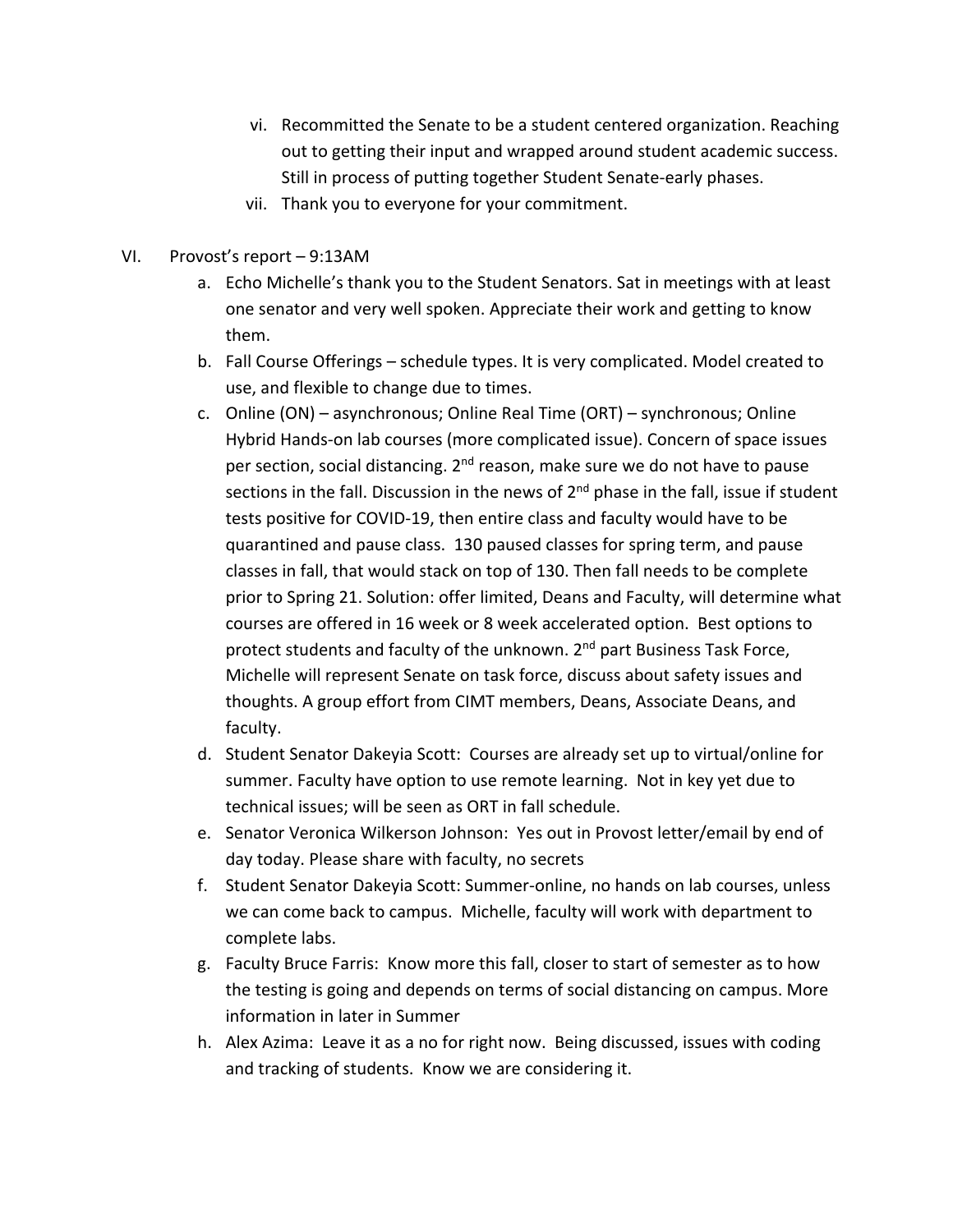vi. Recommitted the Senate to be a student centered organization. Reaching out to getting their input and wrapped around student academic success. Still in process of putting together Student Senate-early phases.

vii. Thank you to everyone for your commitment.

VI. Provost's report – 9:13AM

a. Echo Michelle's thank you to the Student Senators. Sat in meetings with at least one senator and very well spoken. Appreciate their work and getting to know them.

b. Fall Course Offerings – schedule types. It is very complicated. Model created to use, and flexible to change due to times.

c. Online (ON) – asynchronous; Online Real Time (ORT) – synchronous; Online Hybrid Hands-on lab courses (more complicated issue). Concern of space issues per section, social distancing. 2nd reason, make sure we do not have to pause sections in the fall. Discussion in the news of 2nd phase in the fall, issue if student tests positive for COVID-19, then entire class and faculty would have to be quarantined and pause class. 130 paused classes for spring term, and pause classes in fall, that would stack on top of 130. Then fall needs to be complete prior to Spring 21. Solution: offer limited, Deans and Faculty, will determine what courses are offered in 16 week or 8 week accelerated option. Best options to protect students and faculty of the unknown. 2nd part Business Task Force, Michelle will represent Senate on task force, discuss about safety issues and thoughts. A group effort from CIMT members, Deans, Associate Deans, and faculty.

d. Student Senator Dakeyia Scott: Courses are already set up to virtual/online for summer. Faculty have option to use remote learning. Not in key yet due to technical issues; will be seen as ORT in fall schedule.

e. Senator Veronica Wilkerson Johnson: Yes out in Provost letter/email by end of day today. Please share with faculty, no secrets

f. Student Senator Dakeyia Scott: Summer-online, no hands on lab courses, unless we can come back to campus. Michelle, faculty will work with department to complete labs.

g. Faculty Bruce Farris: Know more this fall, closer to start of semester as to how the testing is going and depends on terms of social distancing on campus. More information in later in Summer

h. Alex Azima: Leave it as a no for right now. Being discussed, issues with coding and tracking of students. Know we are considering it.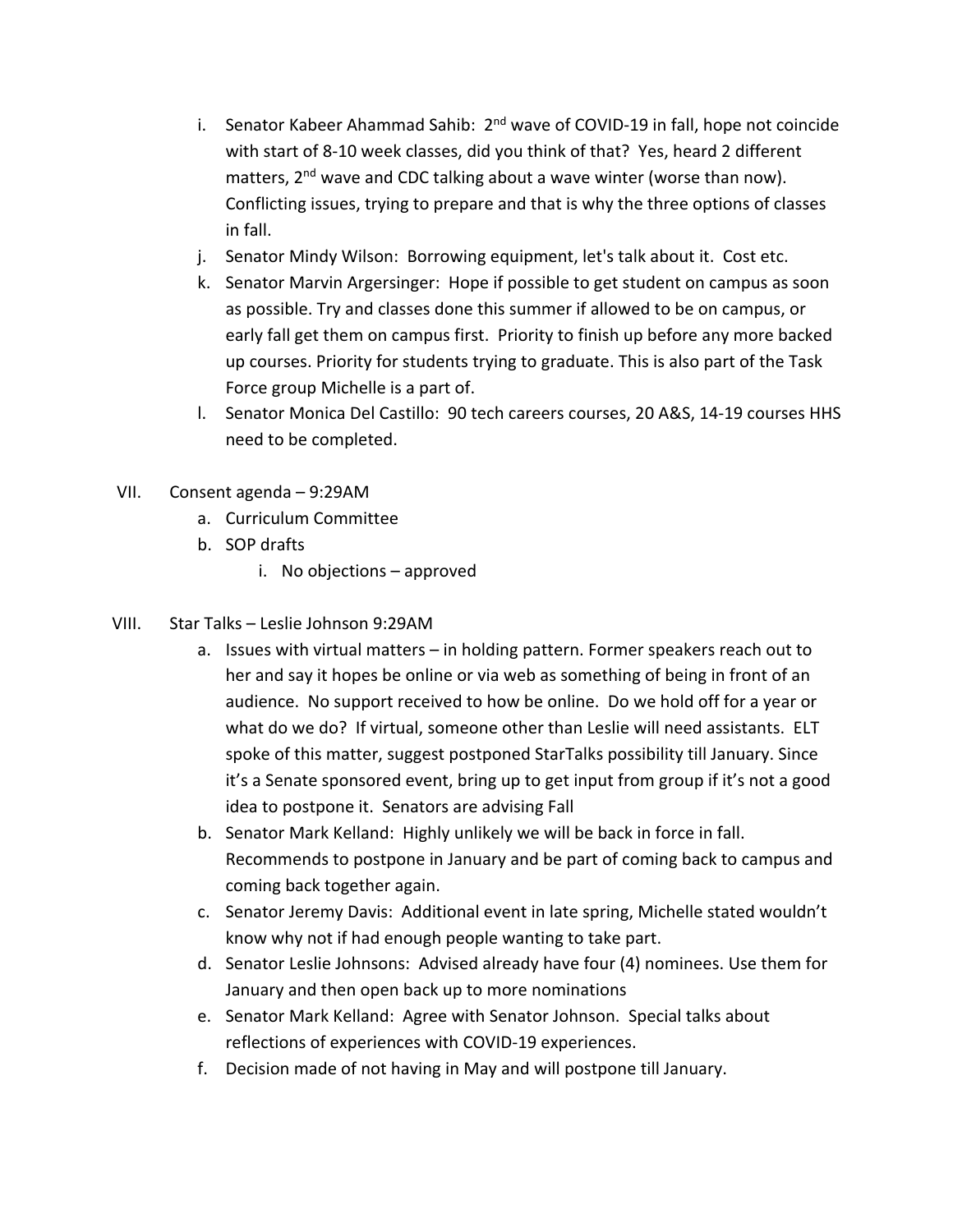i. Senator Kabeer Ahammad Sahib: 2nd wave of COVID-19 in fall, hope not coincide with start of 8-10 week classes, did you think of that? Yes, heard 2 different matters, 2nd wave and CDC talking about a wave winter (worse than now). Conflicting issues, trying to prepare and that is why the three options of classes in fall.

j. Senator Mindy Wilson: Borrowing equipment, let's talk about it. Cost etc.

k. Senator Marvin Argersinger: Hope if possible to get student on campus as soon as possible. Try and classes done this summer if allowed to be on campus, or early fall get them on campus first. Priority to finish up before any more backed up courses. Priority for students trying to graduate. This is also part of the Task Force group Michelle is a part of.

l. Senator Monica Del Castillo: 90 tech careers courses, 20 A&S, 14-19 courses HHS need to be completed.

VII. Consent agenda – 9:29AM

   a. Curriculum Committee

   b. SOP drafts

      i. No objections – approved

VIII. Star Talks – Leslie Johnson 9:29AM

   a. Issues with virtual matters – in holding pattern. Former speakers reach out to her and say it hopes be online or via web as something of being in front of an audience. No support received to how be online. Do we hold off for a year or what do we do? If virtual, someone other than Leslie will need assistants. ELT spoke of this matter, suggest postponed StarTalks possibility till January. Since it's a Senate sponsored event, bring up to get input from group if it's not a good idea to postpone it. Senators are advising Fall

   b. Senator Mark Kelland: Highly unlikely we will be back in force in fall. Recommends to postpone in January and be part of coming back to campus and coming back together again.

   c. Senator Jeremy Davis: Additional event in late spring, Michelle stated wouldn't know why not if had enough people wanting to take part.

   d. Senator Leslie Johnsons: Advised already have four (4) nominees. Use them for January and then open back up to more nominations

   e. Senator Mark Kelland: Agree with Senator Johnson. Special talks about reflections of experiences with COVID-19 experiences.

   f. Decision made of not having in May and will postpone till January.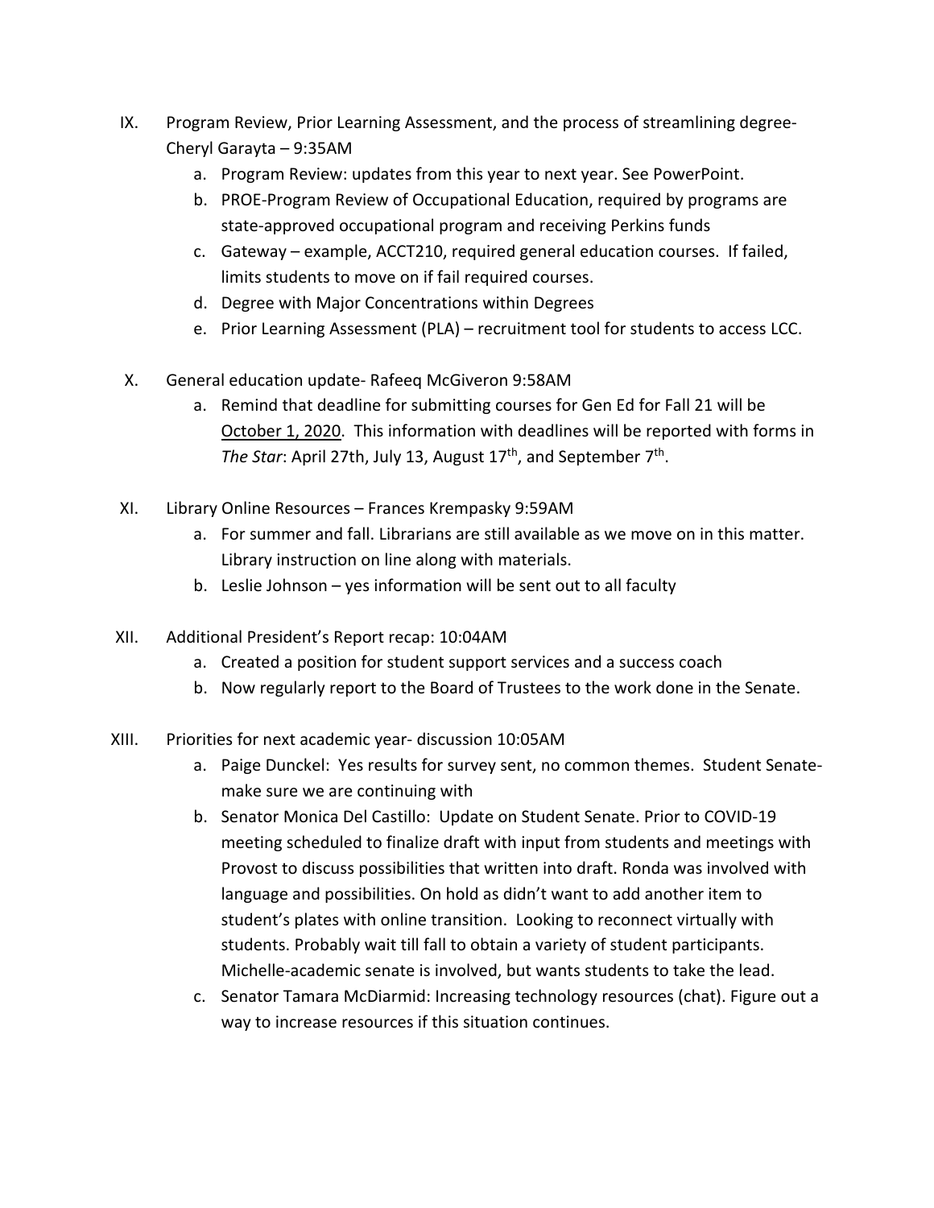IX. Program Review, Prior Learning Assessment, and the process of streamlining degree- Cheryl Garayta – 9:35AM
   a. Program Review: updates from this year to next year. See PowerPoint.
   b. PROE-Program Review of Occupational Education, required by programs are state-approved occupational program and receiving Perkins funds
   c. Gateway – example, ACCT210, required general education courses. If failed, limits students to move on if fail required courses.
   d. Degree with Major Concentrations within Degrees
   e. Prior Learning Assessment (PLA) – recruitment tool for students to access LCC.

X. General education update- Rafeeq McGiveron 9:58AM
   a. Remind that deadline for submitting courses for Gen Ed for Fall 21 will be <u>October 1, 2020</u>. This information with deadlines will be reported with forms in *The Star*: April 27th, July 13, August 17th, and September 7th.

XI. Library Online Resources – Frances Krempasky 9:59AM
   a. For summer and fall. Librarians are still available as we move on in this matter. Library instruction on line along with materials.
   b. Leslie Johnson – yes information will be sent out to all faculty

XII. Additional President's Report recap: 10:04AM
   a. Created a position for student support services and a success coach
   b. Now regularly report to the Board of Trustees to the work done in the Senate.

XIII. Priorities for next academic year- discussion 10:05AM
   a. Paige Dunckel: Yes results for survey sent, no common themes. Student Senate- make sure we are continuing with
   b. Senator Monica Del Castillo: Update on Student Senate. Prior to COVID-19 meeting scheduled to finalize draft with input from students and meetings with Provost to discuss possibilities that written into draft. Ronda was involved with language and possibilities. On hold as didn't want to add another item to student's plates with online transition. Looking to reconnect virtually with students. Probably wait till fall to obtain a variety of student participants. Michelle-academic senate is involved, but wants students to take the lead.
   c. Senator Tamara McDiarmid: Increasing technology resources (chat). Figure out a way to increase resources if this situation continues.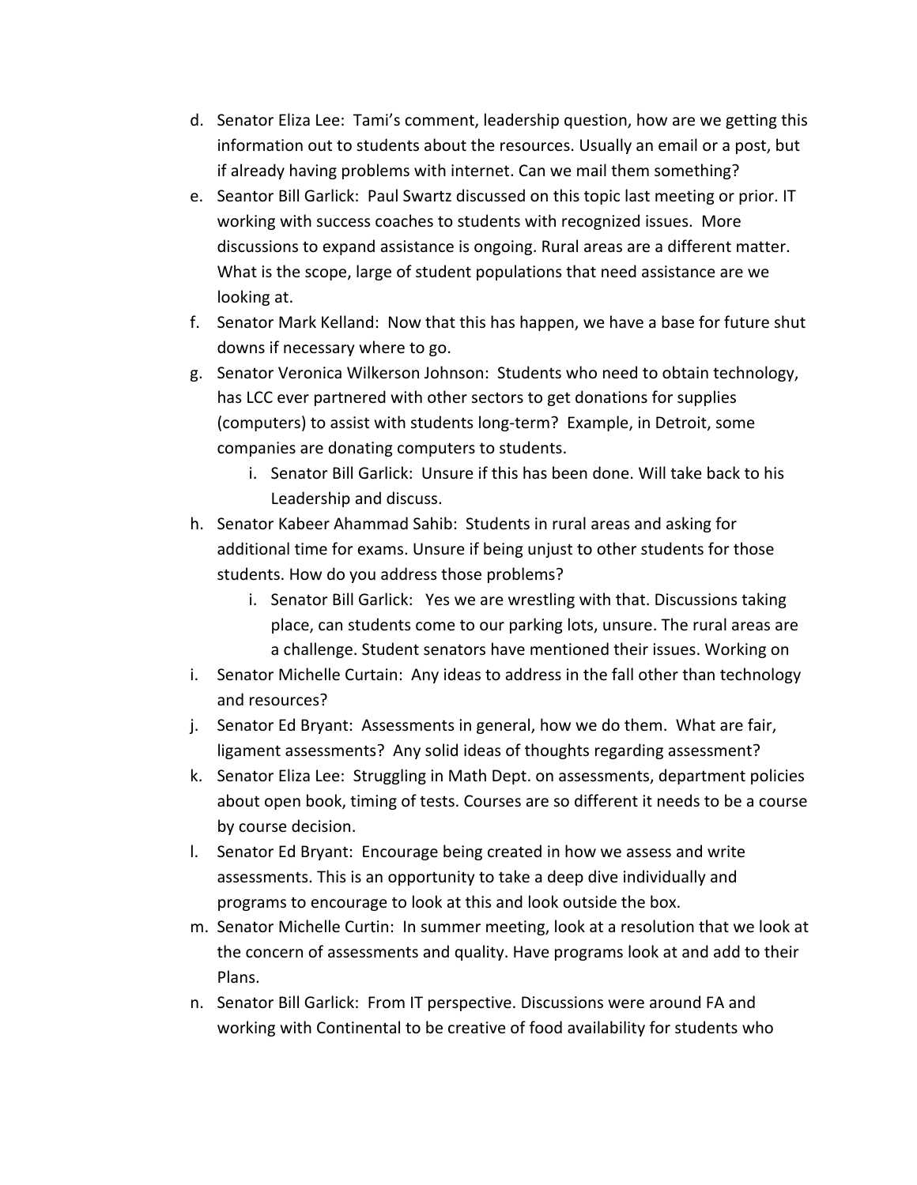d. Senator Eliza Lee: Tami's comment, leadership question, how are we getting this information out to students about the resources. Usually an email or a post, but if already having problems with internet. Can we mail them something?

e. Seantor Bill Garlick: Paul Swartz discussed on this topic last meeting or prior. IT working with success coaches to students with recognized issues. More discussions to expand assistance is ongoing. Rural areas are a different matter. What is the scope, large of student populations that need assistance are we looking at.

f. Senator Mark Kelland: Now that this has happen, we have a base for future shut downs if necessary where to go.

g. Senator Veronica Wilkerson Johnson: Students who need to obtain technology, has LCC ever partnered with other sectors to get donations for supplies (computers) to assist with students long-term? Example, in Detroit, some companies are donating computers to students.

   i. Senator Bill Garlick: Unsure if this has been done. Will take back to his Leadership and discuss.

h. Senator Kabeer Ahammad Sahib: Students in rural areas and asking for additional time for exams. Unsure if being unjust to other students for those students. How do you address those problems?

   i. Senator Bill Garlick: Yes we are wrestling with that. Discussions taking place, can students come to our parking lots, unsure. The rural areas are a challenge. Student senators have mentioned their issues. Working on

i. Senator Michelle Curtain: Any ideas to address in the fall other than technology and resources?

j. Senator Ed Bryant: Assessments in general, how we do them. What are fair, ligament assessments? Any solid ideas of thoughts regarding assessment?

k. Senator Eliza Lee: Struggling in Math Dept. on assessments, department policies about open book, timing of tests. Courses are so different it needs to be a course by course decision.

l. Senator Ed Bryant: Encourage being created in how we assess and write assessments. This is an opportunity to take a deep dive individually and programs to encourage to look at this and look outside the box.

m. Senator Michelle Curtin: In summer meeting, look at a resolution that we look at the concern of assessments and quality. Have programs look at and add to their Plans.

n. Senator Bill Garlick: From IT perspective. Discussions were around FA and working with Continental to be creative of food availability for students who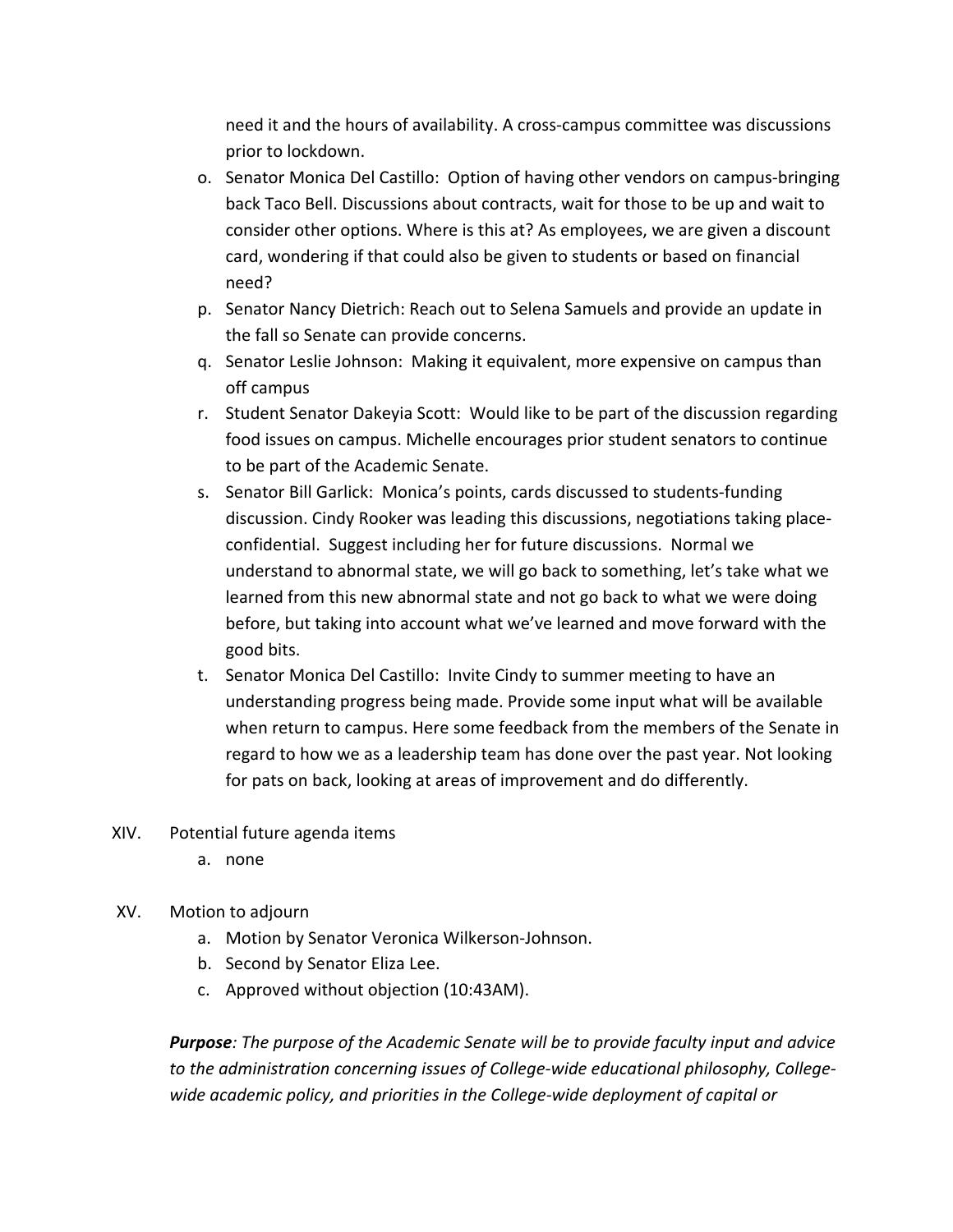need it and the hours of availability. A cross-campus committee was discussions prior to lockdown.

o. Senator Monica Del Castillo: Option of having other vendors on campus-bringing back Taco Bell. Discussions about contracts, wait for those to be up and wait to consider other options. Where is this at? As employees, we are given a discount card, wondering if that could also be given to students or based on financial need?
p. Senator Nancy Dietrich: Reach out to Selena Samuels and provide an update in the fall so Senate can provide concerns.
q. Senator Leslie Johnson: Making it equivalent, more expensive on campus than off campus
r. Student Senator Dakeyia Scott: Would like to be part of the discussion regarding food issues on campus. Michelle encourages prior student senators to continue to be part of the Academic Senate.
s. Senator Bill Garlick: Monica's points, cards discussed to students-funding discussion. Cindy Rooker was leading this discussions, negotiations taking place-confidential. Suggest including her for future discussions. Normal we understand to abnormal state, we will go back to something, let's take what we learned from this new abnormal state and not go back to what we were doing before, but taking into account what we've learned and move forward with the good bits.
t. Senator Monica Del Castillo: Invite Cindy to summer meeting to have an understanding progress being made. Provide some input what will be available when return to campus. Here some feedback from the members of the Senate in regard to how we as a leadership team has done over the past year. Not looking for pats on back, looking at areas of improvement and do differently.

XIV. Potential future agenda items
   a. none

XV. Motion to adjourn
   a. Motion by Senator Veronica Wilkerson-Johnson.
   b. Second by Senator Eliza Lee.
   c. Approved without objection (10:43AM).

***Purpose****: The purpose of the Academic Senate will be to provide faculty input and advice to the administration concerning issues of College-wide educational philosophy, College-wide academic policy, and priorities in the College-wide deployment of capital or*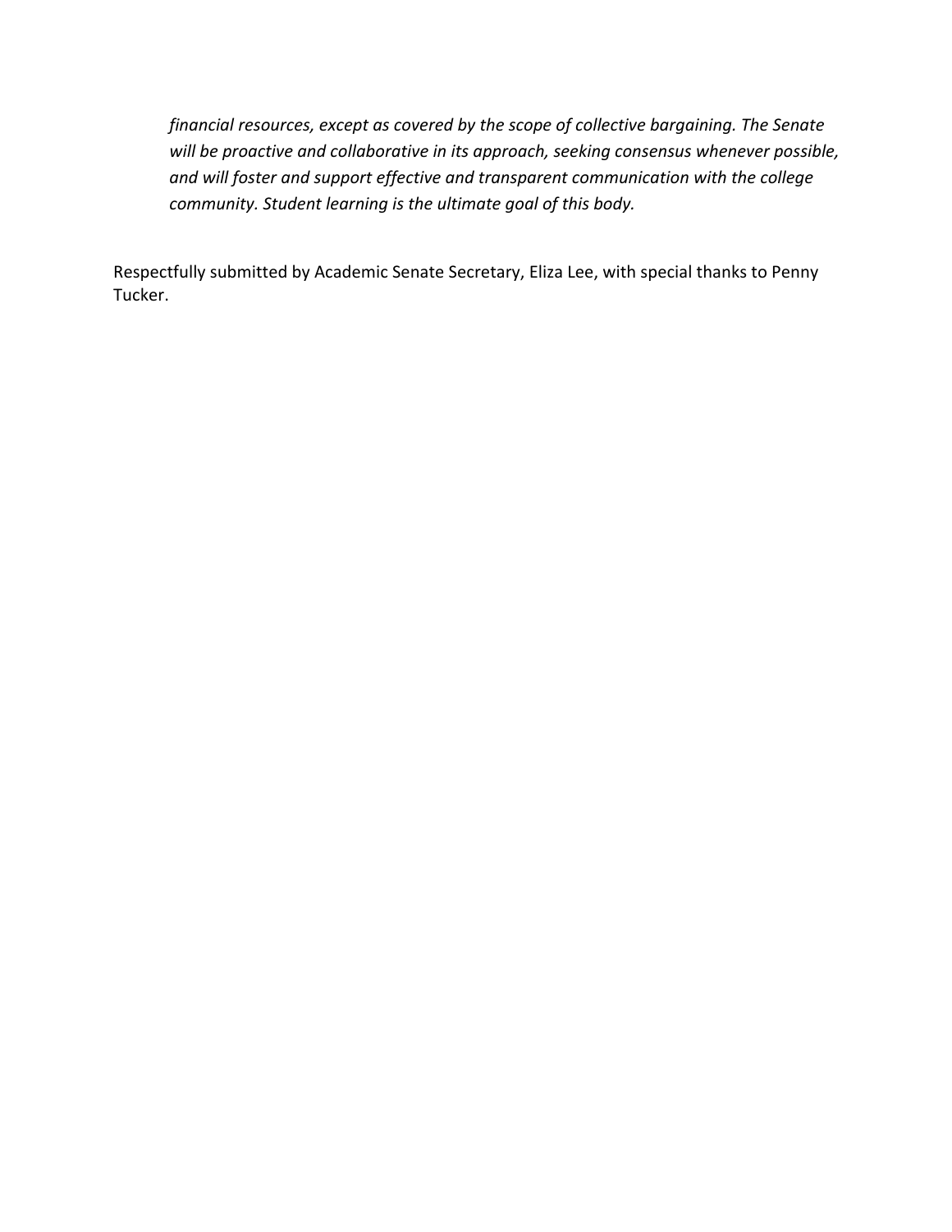*financial resources, except as covered by the scope of collective bargaining. The Senate will be proactive and collaborative in its approach, seeking consensus whenever possible, and will foster and support effective and transparent communication with the college community. Student learning is the ultimate goal of this body.*

Respectfully submitted by Academic Senate Secretary, Eliza Lee, with special thanks to Penny Tucker.